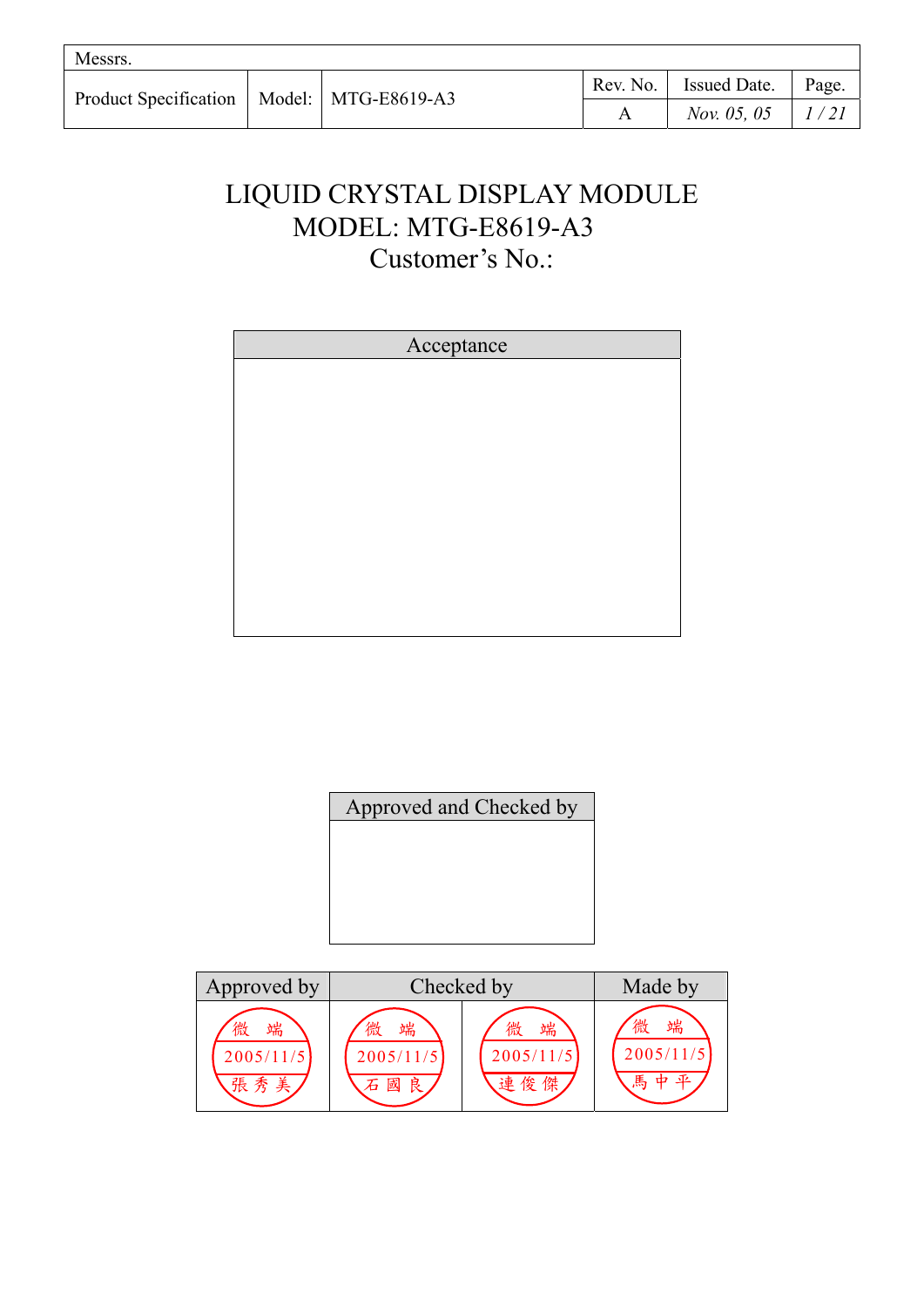| Messrs. | | | | | |
|---|---|---|---|---|---|
| Product Specification | Model: | MTG-E8619-A3 | Rev. No. | Issued Date. | Page. |
| | | | A | *Nov. 05, 05* | *1 / 21* |

# LIQUID CRYSTAL DISPLAY MODULE
## MODEL: MTG-E8619-A3
## Customer's No.:

| Acceptance |
|---|
| |

| Approved and Checked by |
|---|
| |

| Approved by | Checked by | | Made by |
|---|---|---|---|
| 微端 2005/11/5 張秀美 | 微端 2005/11/5 石國良 | 微端 2005/11/5 連俊傑 | 微端 2005/11/5 馬中平 |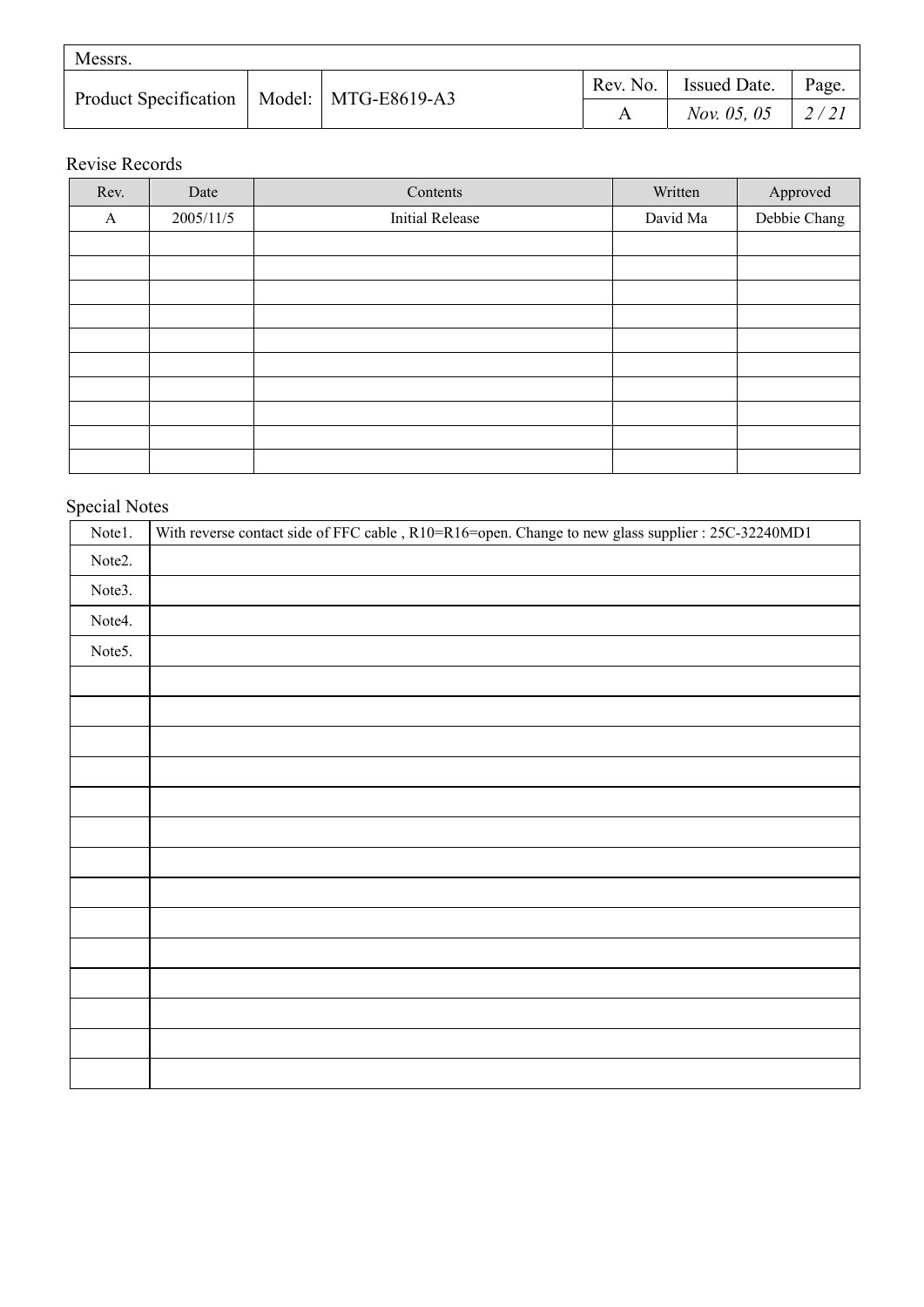| Messrs. | | | | | |
|---|---|---|---|---|---|
| Product Specification | Model: | MTG-E8619-A3 | Rev. No. | Issued Date. | Page. |
| | | | A | *Nov. 05, 05* | *2 / 21* |

## Revise Records

| Rev. | Date | Contents | Written | Approved |
|---|---|---|---|---|
| A | 2005/11/5 | Initial Release | David Ma | Debbie Chang |
| | | | | |
| | | | | |
| | | | | |
| | | | | |
| | | | | |
| | | | | |
| | | | | |
| | | | | |
| | | | | |
| | | | | |

## Special Notes

| | |
|---|---|
| Note1. | With reverse contact side of FFC cable , R10=R16=open. Change to new glass supplier : 25C-32240MD1 |
| Note2. | |
| Note3. | |
| Note4. | |
| Note5. | |
| | |
| | |
| | |
| | |
| | |
| | |
| | |
| | |
| | |
| | |
| | |
| | |
| | |
| | |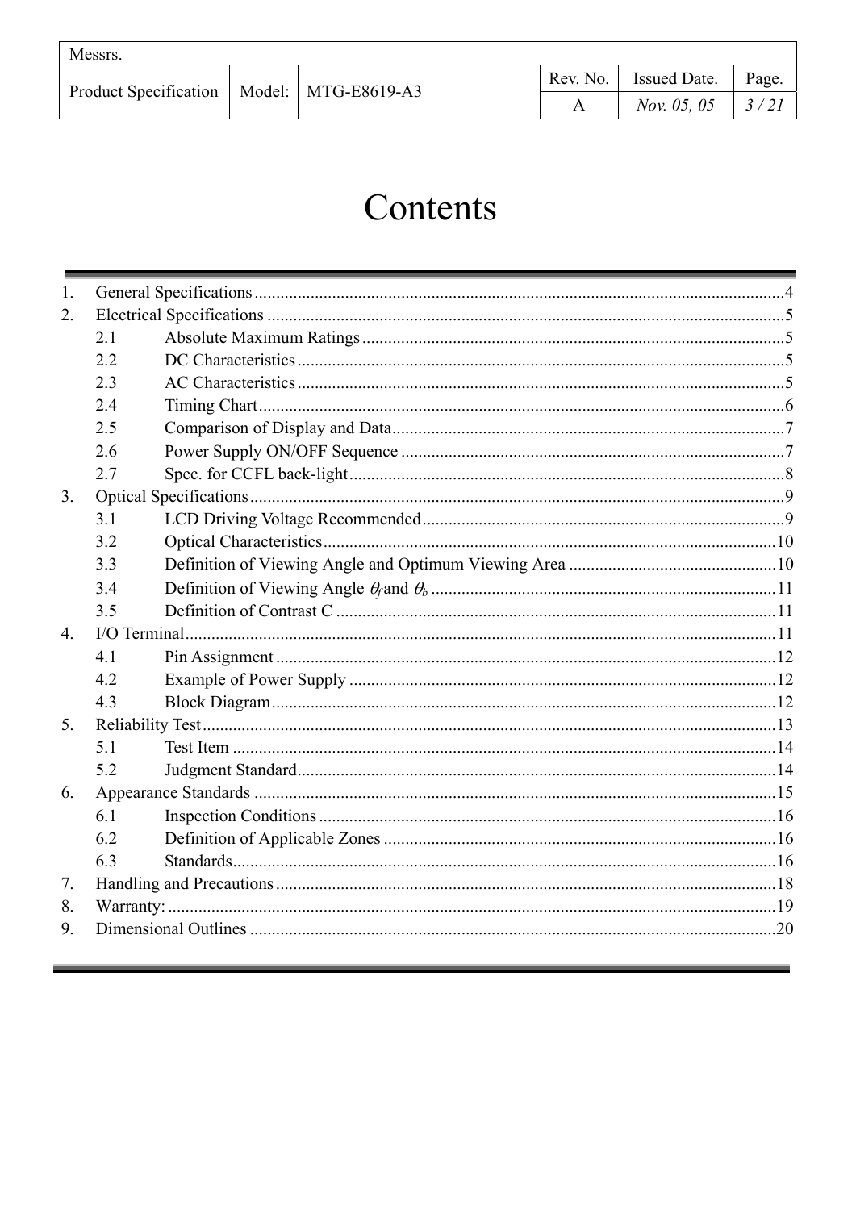# Contents

1. General Specifications ........................................ 4
2. Electrical Specifications ........................................ 5
    - 2.1 Absolute Maximum Ratings ........................................ 5
    - 2.2 DC Characteristics ........................................ 5
    - 2.3 AC Characteristics ........................................ 5
    - 2.4 Timing Chart ........................................ 6
    - 2.5 Comparison of Display and Data ........................................ 7
    - 2.6 Power Supply ON/OFF Sequence ........................................ 7
    - 2.7 Spec. for CCFL back-light ........................................ 8
3. Optical Specifications ........................................ 9
    - 3.1 LCD Driving Voltage Recommended ........................................ 9
    - 3.2 Optical Characteristics ........................................ 10
    - 3.3 Definition of Viewing Angle and Optimum Viewing Area ........................................ 10
    - 3.4 Definition of Viewing Angle $\theta_f$ and $\theta_b$ ........................................ 11
    - 3.5 Definition of Contrast C ........................................ 11
4. I/O Terminal ........................................ 11
    - 4.1 Pin Assignment ........................................ 12
    - 4.2 Example of Power Supply ........................................ 12
    - 4.3 Block Diagram ........................................ 12
5. Reliability Test ........................................ 13
    - 5.1 Test Item ........................................ 14
    - 5.2 Judgment Standard ........................................ 14
6. Appearance Standards ........................................ 15
    - 6.1 Inspection Conditions ........................................ 16
    - 6.2 Definition of Applicable Zones ........................................ 16
    - 6.3 Standards ........................................ 16
7. Handling and Precautions ........................................ 18
8. Warranty: ........................................ 19
9. Dimensional Outlines ........................................ 20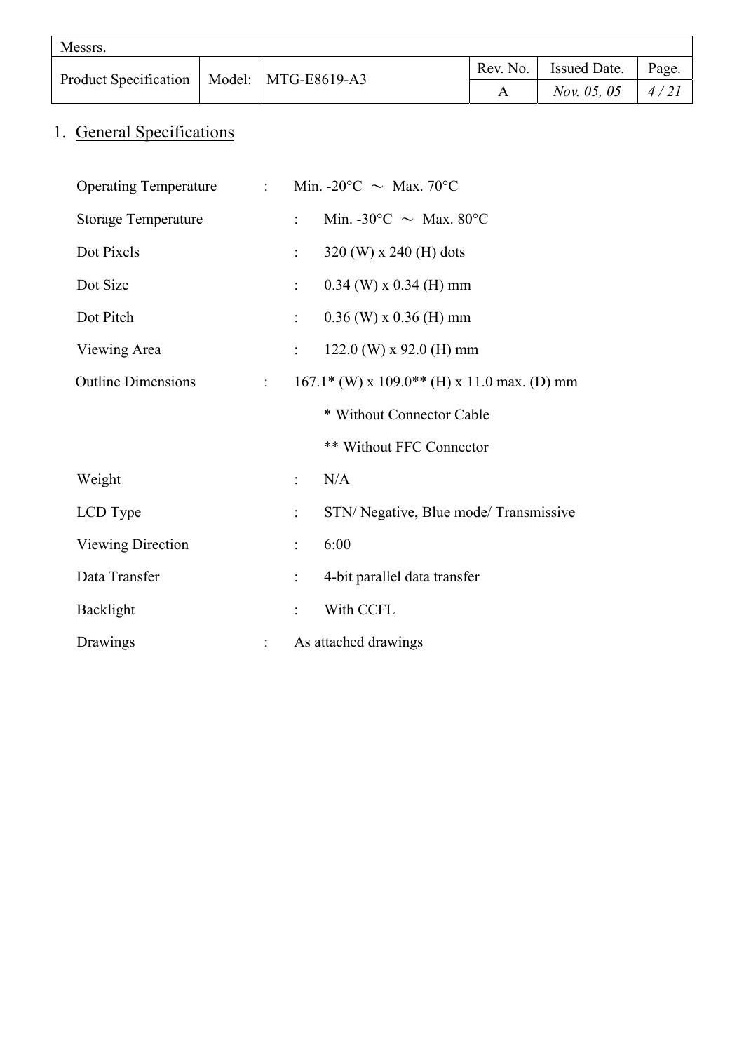## 1. General Specifications

| | | |
|---|---|---|
| Operating Temperature | : | Min. -20°C ～ Max. 70°C |
| Storage Temperature | : | Min. -30°C ～ Max. 80°C |
| Dot Pixels | : | 320 (W) x 240 (H) dots |
| Dot Size | : | 0.34 (W) x 0.34 (H) mm |
| Dot Pitch | : | 0.36 (W) x 0.36 (H) mm |
| Viewing Area | : | 122.0 (W) x 92.0 (H) mm |
| Outline Dimensions | : | 167.1* (W) x 109.0** (H) x 11.0 max. (D) mm |
| | | * Without Connector Cable |
| | | ** Without FFC Connector |
| Weight | : | N/A |
| LCD Type | : | STN/ Negative, Blue mode/ Transmissive |
| Viewing Direction | : | 6:00 |
| Data Transfer | : | 4-bit parallel data transfer |
| Backlight | : | With CCFL |
| Drawings | : | As attached drawings |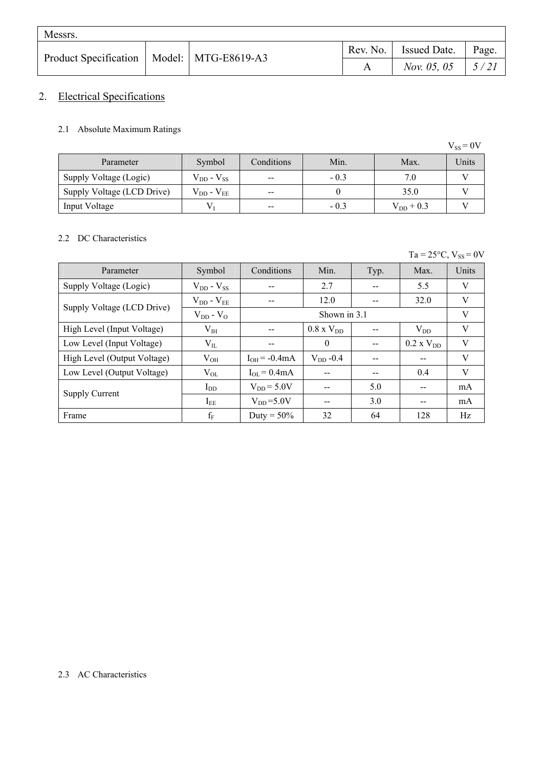## 2. Electrical Specifications

### 2.1 Absolute Maximum Ratings

$V_{SS}$ = 0V

| Parameter | Symbol | Conditions | Min. | Max. | Units |
|---|---|---|---|---|---|
| Supply Voltage (Logic) | $V_{DD}$ - $V_{SS}$ | -- | - 0.3 | 7.0 | V |
| Supply Voltage (LCD Drive) | $V_{DD}$ - $V_{EE}$ | -- | 0 | 35.0 | V |
| Input Voltage | $V_I$ | -- | - 0.3 | $V_{DD}$ + 0.3 | V |

### 2.2 DC Characteristics

Ta = 25°C, $V_{SS}$ = 0V

| Parameter | Symbol | Conditions | Min. | Typ. | Max. | Units |
|---|---|---|---|---|---|---|
| Supply Voltage (Logic) | $V_{DD}$ - $V_{SS}$ | -- | 2.7 | -- | 5.5 | V |
| Supply Voltage (LCD Drive) | $V_{DD}$ - $V_{EE}$ | -- | 12.0 | -- | 32.0 | V |
| | $V_{DD}$ - $V_O$ | Shown in 3.1 | | | | V |
| High Level (Input Voltage) | $V_{IH}$ | -- | 0.8 x $V_{DD}$ | -- | $V_{DD}$ | V |
| Low Level (Input Voltage) | $V_{IL}$ | -- | 0 | -- | 0.2 x $V_{DD}$ | V |
| High Level (Output Voltage) | $V_{OH}$ | $I_{OH}$ = -0.4mA | $V_{DD}$ -0.4 | -- | -- | V |
| Low Level (Output Voltage) | $V_{OL}$ | $I_{OL}$ = 0.4mA | -- | -- | 0.4 | V |
| Supply Current | $I_{DD}$ | $V_{DD}$ = 5.0V | -- | 5.0 | -- | mA |
| | $I_{EE}$ | $V_{DD}$ =5.0V | -- | 3.0 | -- | mA |
| Frame | $f_F$ | Duty = 50% | 32 | 64 | 128 | Hz |

### 2.3 AC Characteristics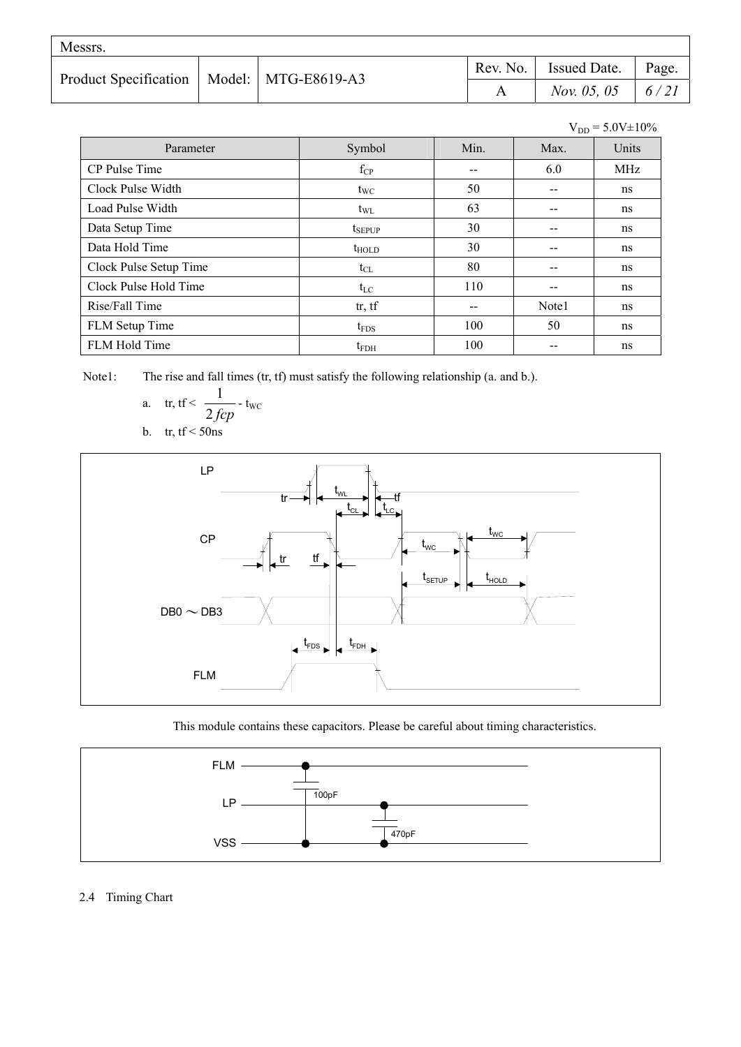$V_{DD}$ = 5.0V±10%

| Parameter | Symbol | Min. | Max. | Units |
|---|---|---|---|---|
| CP Pulse Time | $f_{CP}$ | -- | 6.0 | MHz |
| Clock Pulse Width | $t_{WC}$ | 50 | -- | ns |
| Load Pulse Width | $t_{WL}$ | 63 | -- | ns |
| Data Setup Time | $t_{SEPUP}$ | 30 | -- | ns |
| Data Hold Time | $t_{HOLD}$ | 30 | -- | ns |
| Clock Pulse Setup Time | $t_{CL}$ | 80 | -- | ns |
| Clock Pulse Hold Time | $t_{LC}$ | 110 | -- | ns |
| Rise/Fall Time | tr, tf | -- | Note1 | ns |
| FLM Setup Time | $t_{FDS}$ | 100 | 50 | ns |
| FLM Hold Time | $t_{FDH}$ | 100 | -- | ns |

Note1: The rise and fall times (tr, tf) must satisfy the following relationship (a. and b.).

a. $tr, tf < \dfrac{1}{2fcp} - t_{WC}$

b. tr, tf < 50ns

This module contains these capacitors. Please be careful about timing characteristics.

2.4 Timing Chart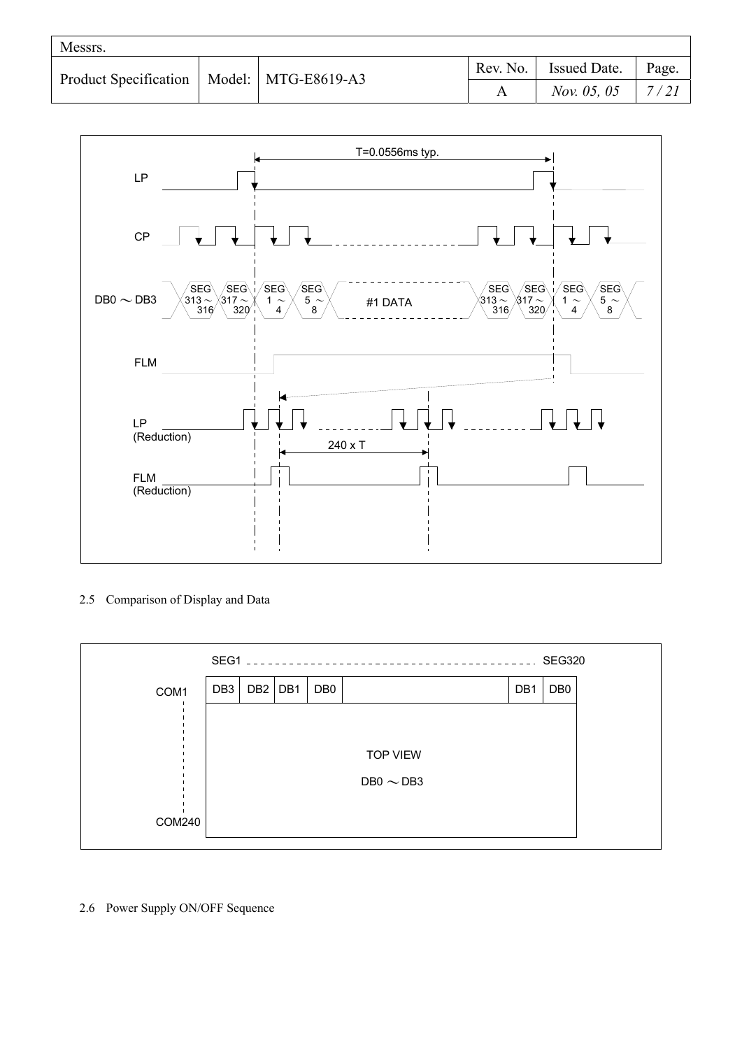T=0.0556ms typ.

LP

CP

DB0 ～ DB3 — SEG 313～316, SEG 317～320, SEG 1～4, SEG 5～8, #1 DATA, SEG 313～316, SEG 317～320, SEG 1～4, SEG 5～8

FLM

LP (Reduction)

240 x T

FLM (Reduction)

2.5 Comparison of Display and Data

SEG1 - - - - SEG320

COM1 ... COM240

| DB3 | DB2 | DB1 | DB0 | | DB1 | DB0 |
|---|---|---|---|---|---|---|

TOP VIEW

DB0 ～DB3

2.6 Power Supply ON/OFF Sequence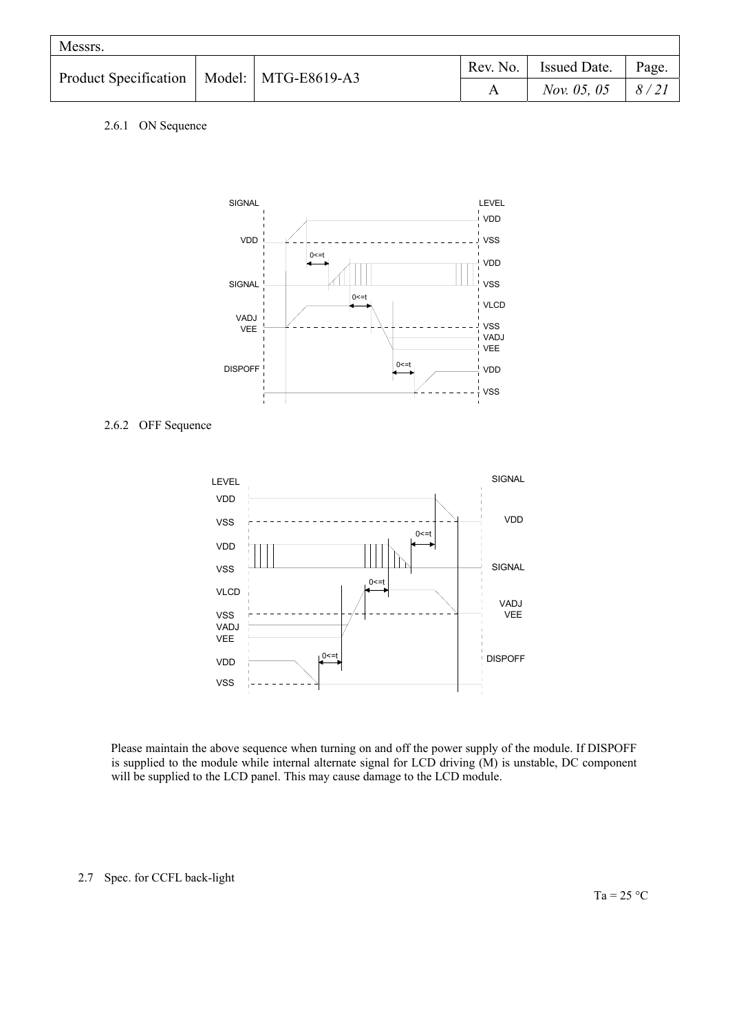### 2.6.1 ON Sequence

### 2.6.2 OFF Sequence

Please maintain the above sequence when turning on and off the power supply of the module. If DISPOFF is supplied to the module while internal alternate signal for LCD driving (M) is unstable, DC component will be supplied to the LCD panel. This may cause damage to the LCD module.

## 2.7 Spec. for CCFL back-light

Ta = 25 °C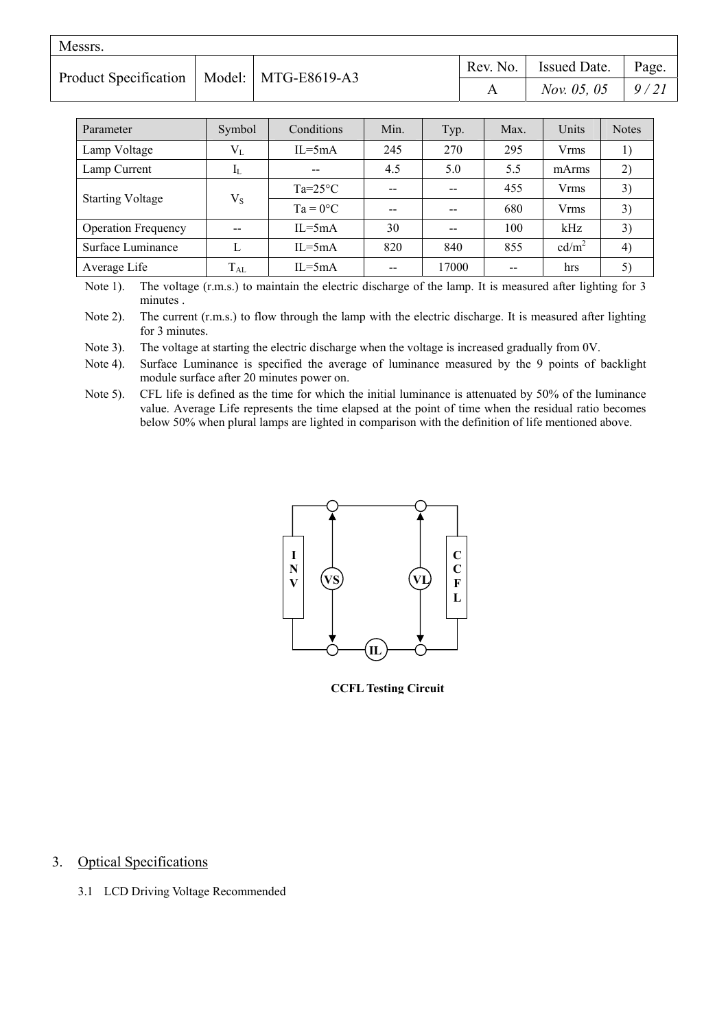| Parameter | Symbol | Conditions | Min. | Typ. | Max. | Units | Notes |
|---|---|---|---|---|---|---|---|
| Lamp Voltage | $V_L$ | IL=5mA | 245 | 270 | 295 | Vrms | 1) |
| Lamp Current | $I_L$ | -- | 4.5 | 5.0 | 5.5 | mArms | 2) |
| Starting Voltage | $V_S$ | Ta=25°C | -- | -- | 455 | Vrms | 3) |
| | | Ta = 0°C | -- | -- | 680 | Vrms | 3) |
| Operation Frequency | -- | IL=5mA | 30 | -- | 100 | kHz | 3) |
| Surface Luminance | L | IL=5mA | 820 | 840 | 855 | cd/m$^2$ | 4) |
| Average Life | $T_{AL}$ | IL=5mA | -- | 17000 | -- | hrs | 5) |

Note 1). The voltage (r.m.s.) to maintain the electric discharge of the lamp. It is measured after lighting for 3 minutes .

Note 2). The current (r.m.s.) to flow through the lamp with the electric discharge. It is measured after lighting for 3 minutes.

Note 3). The voltage at starting the electric discharge when the voltage is increased gradually from 0V.

Note 4). Surface Luminance is specified the average of luminance measured by the 9 points of backlight module surface after 20 minutes power on.

Note 5). CFL life is defined as the time for which the initial luminance is attenuated by 50% of the luminance value. Average Life represents the time elapsed at the point of time when the residual ratio becomes below 50% when plural lamps are lighted in comparison with the definition of life mentioned above.

INV VS VL CCFL IL

**CCFL Testing Circuit**

## 3. Optical Specifications

3.1 LCD Driving Voltage Recommended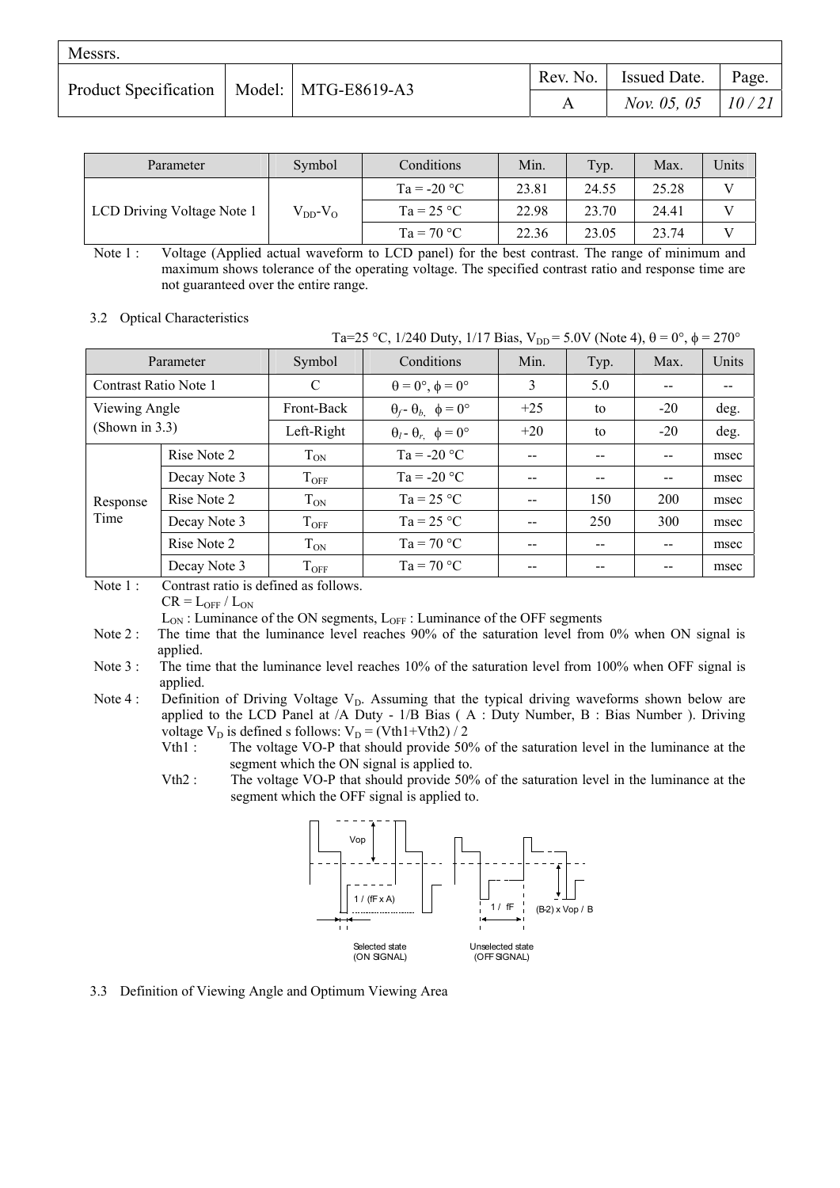| Parameter | Symbol | Conditions | Min. | Typ. | Max. | Units |
|---|---|---|---|---|---|---|
| LCD Driving Voltage Note 1 | $V_{DD}$-$V_O$ | Ta = -20 °C | 23.81 | 24.55 | 25.28 | V |
| | | Ta = 25 °C | 22.98 | 23.70 | 24.41 | V |
| | | Ta = 70 °C | 22.36 | 23.05 | 23.74 | V |

Note 1 : Voltage (Applied actual waveform to LCD panel) for the best contrast. The range of minimum and maximum shows tolerance of the operating voltage. The specified contrast ratio and response time are not guaranteed over the entire range.

3.2 Optical Characteristics

Ta=25 °C, 1/240 Duty, 1/17 Bias, $V_{DD}$ = 5.0V (Note 4), θ = 0°, φ = 270°

| Parameter | | Symbol | Conditions | Min. | Typ. | Max. | Units |
|---|---|---|---|---|---|---|---|
| Contrast Ratio Note 1 | | C | θ = 0°, φ = 0° | 3 | 5.0 | -- | -- |
| Viewing Angle (Shown in 3.3) | | Front-Back | $\theta_f$ - $\theta_b$, φ = 0° | +25 | to | -20 | deg. |
| | | Left-Right | $\theta_l$ - $\theta_r$, φ = 0° | +20 | to | -20 | deg. |
| Response Time | Rise Note 2 | $T_{ON}$ | Ta = -20 °C | -- | -- | -- | msec |
| | Decay Note 3 | $T_{OFF}$ | Ta = -20 °C | -- | -- | -- | msec |
| | Rise Note 2 | $T_{ON}$ | Ta = 25 °C | -- | 150 | 200 | msec |
| | Decay Note 3 | $T_{OFF}$ | Ta = 25 °C | -- | 250 | 300 | msec |
| | Rise Note 2 | $T_{ON}$ | Ta = 70 °C | -- | -- | -- | msec |
| | Decay Note 3 | $T_{OFF}$ | Ta = 70 °C | -- | -- | -- | msec |

Note 1 : Contrast ratio is defined as follows.
$CR = L_{OFF} / L_{ON}$
$L_{ON}$ : Luminance of the ON segments, $L_{OFF}$ : Luminance of the OFF segments

Note 2 : The time that the luminance level reaches 90% of the saturation level from 0% when ON signal is applied.

Note 3 : The time that the luminance level reaches 10% of the saturation level from 100% when OFF signal is applied.

Note 4 : Definition of Driving Voltage $V_D$. Assuming that the typical driving waveforms shown below are applied to the LCD Panel at /A Duty - 1/B Bias ( A : Duty Number, B : Bias Number ). Driving voltage $V_D$ is defined s follows: $V_D = (Vth1+Vth2) / 2$

Vth1 : The voltage VO-P that should provide 50% of the saturation level in the luminance at the segment which the ON signal is applied to.

Vth2 : The voltage VO-P that should provide 50% of the saturation level in the luminance at the segment which the OFF signal is applied to.

Vop | 1 / (fF x A) | 1 / fF | (B-2) x Vop / B

Selected state (ON SIGNAL) | Unselected state (OFF SIGNAL)

3.3 Definition of Viewing Angle and Optimum Viewing Area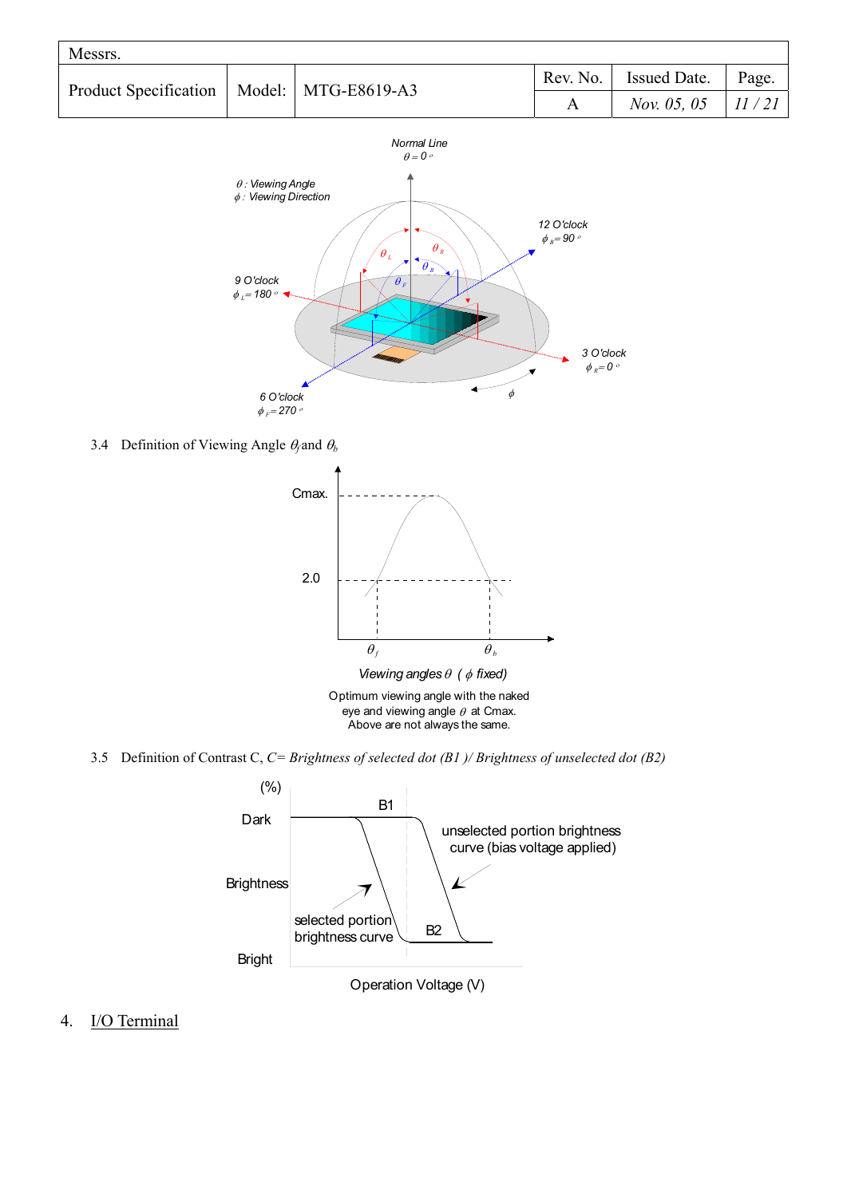3.4 Definition of Viewing Angle $\theta_f$ and $\theta_b$

Optimum viewing angle with the naked eye and viewing angle $\theta$ at Cmax.
Above are not always the same.

3.5 Definition of Contrast C, *C= Brightness of selected dot (B1 )/ Brightness of unselected dot (B2)*

## 4. I/O Terminal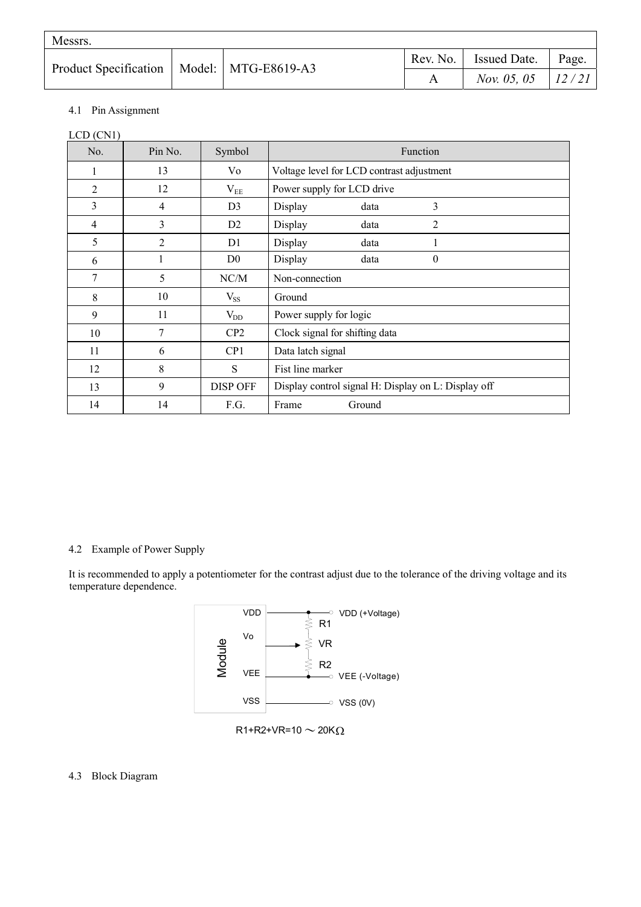### 4.1 Pin Assignment

LCD (CN1)

| No. | Pin No. | Symbol | Function |
|---|---|---|---|
| 1 | 13 | Vo | Voltage level for LCD contrast adjustment |
| 2 | 12 | $V_{EE}$ | Power supply for LCD drive |
| 3 | 4 | D3 | Display data 3 |
| 4 | 3 | D2 | Display data 2 |
| 5 | 2 | D1 | Display data 1 |
| 6 | 1 | D0 | Display data 0 |
| 7 | 5 | NC/M | Non-connection |
| 8 | 10 | $V_{SS}$ | Ground |
| 9 | 11 | $V_{DD}$ | Power supply for logic |
| 10 | 7 | CP2 | Clock signal for shifting data |
| 11 | 6 | CP1 | Data latch signal |
| 12 | 8 | S | Fist line marker |
| 13 | 9 | DISP OFF | Display control signal H: Display on L: Display off |
| 14 | 14 | F.G. | Frame Ground |

### 4.2 Example of Power Supply

It is recommended to apply a potentiometer for the contrast adjust due to the tolerance of the driving voltage and its temperature dependence.

Module: VDD → VDD (+Voltage); Vo → VR (between R1 and R2); VEE → VEE (-Voltage); VSS → VSS (0V)

R1+R2+VR=10 ～ 20KΩ

### 4.3 Block Diagram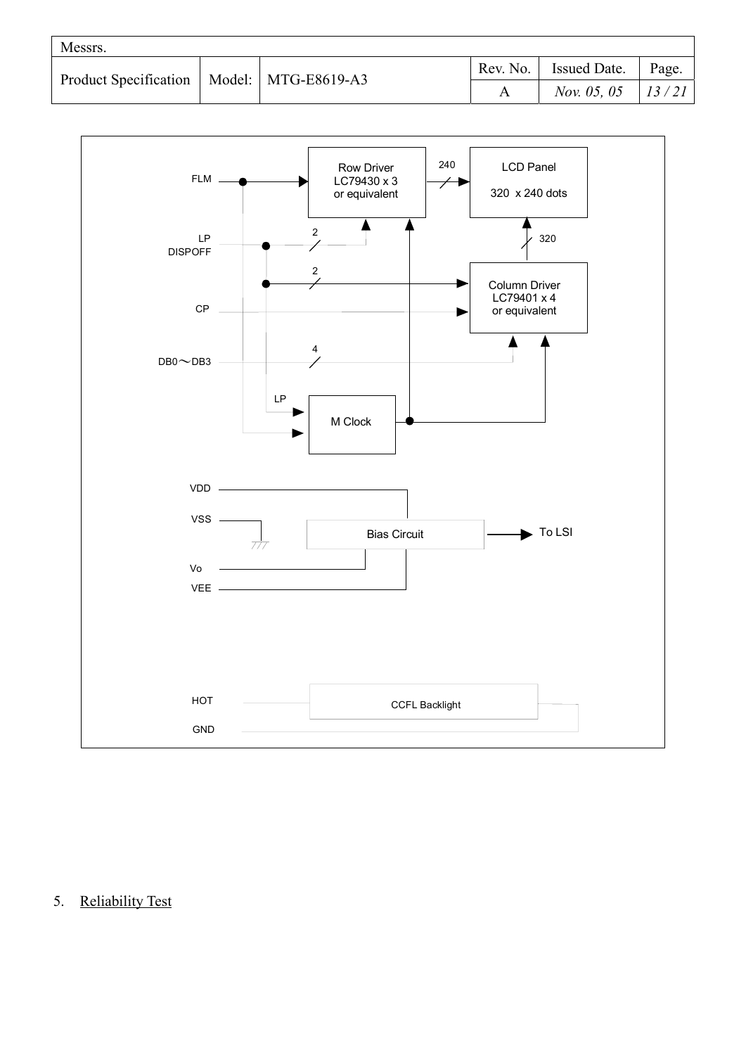FLM

LP
DISPOFF

CP

DB0～DB3

Row Driver
LC79430 x 3
or equivalent

LCD Panel

320 x 240 dots

240

320

2

2

4

Column Driver
LC79401 x 4
or equivalent

LP

M Clock

VDD

VSS

Vo

VEE

Bias Circuit

To LSI

HOT

GND

CCFL Backlight

5. Reliability Test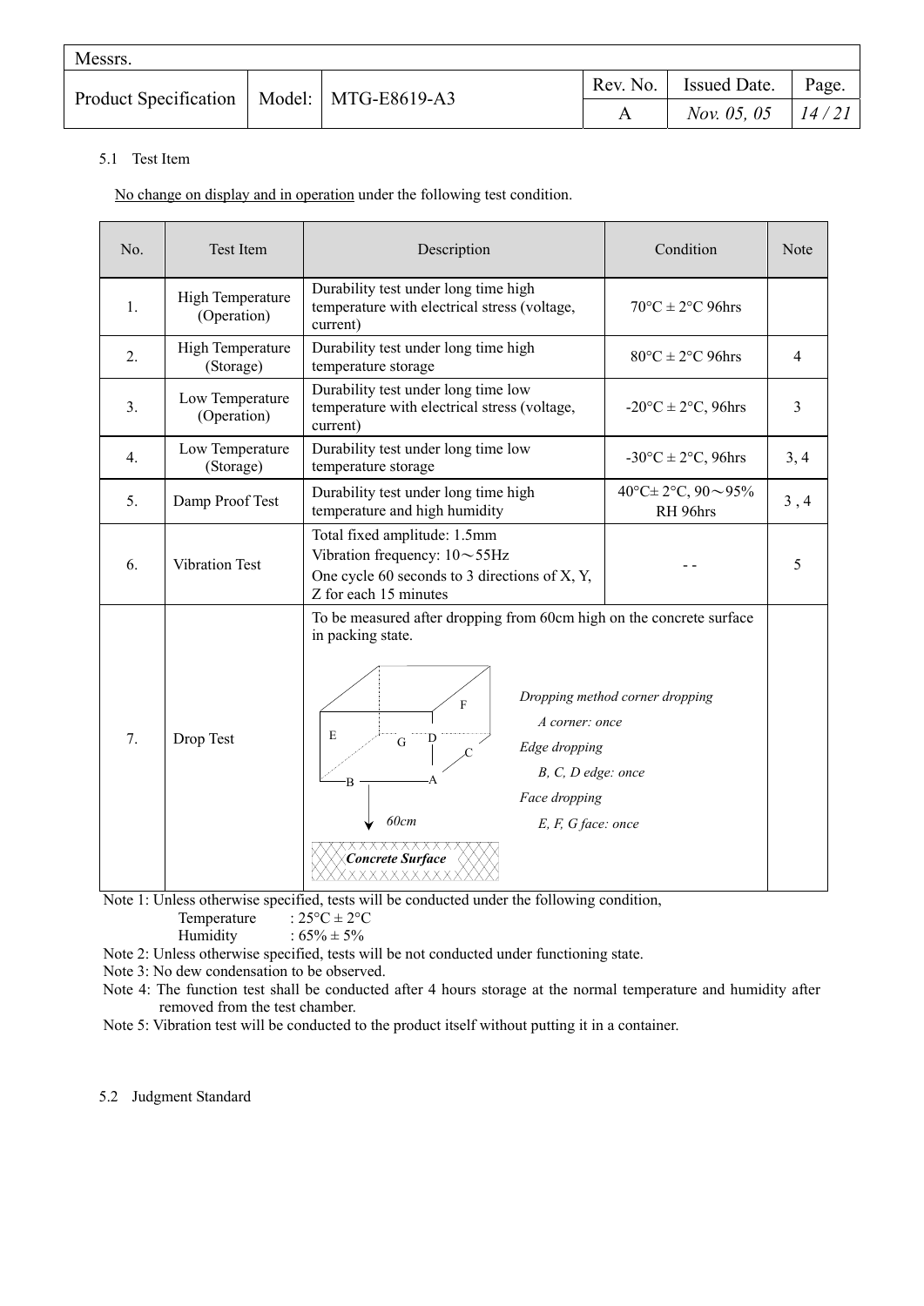5.1 Test Item

No change on display and in operation under the following test condition.

| No. | Test Item | Description | Condition | Note |
|---|---|---|---|---|
| 1. | High Temperature (Operation) | Durability test under long time high temperature with electrical stress (voltage, current) | 70°C ± 2°C 96hrs | |
| 2. | High Temperature (Storage) | Durability test under long time high temperature storage | 80°C ± 2°C 96hrs | 4 |
| 3. | Low Temperature (Operation) | Durability test under long time low temperature with electrical stress (voltage, current) | -20°C ± 2°C, 96hrs | 3 |
| 4. | Low Temperature (Storage) | Durability test under long time low temperature storage | -30°C ± 2°C, 96hrs | 3, 4 |
| 5. | Damp Proof Test | Durability test under long time high temperature and high humidity | 40°C± 2°C, 90～95% RH 96hrs | 3 , 4 |
| 6. | Vibration Test | Total fixed amplitude: 1.5mm<br>Vibration frequency: 10～55Hz<br>One cycle 60 seconds to 3 directions of X, Y, Z for each 15 minutes | - - | 5 |
| 7. | Drop Test | To be measured after dropping from 60cm high on the concrete surface in packing state.<br>*Dropping method corner dropping*<br>*A corner: once*<br>*Edge dropping*<br>*B, C, D edge: once*<br>*Face dropping*<br>*E, F, G face: once*<br>*60cm*<br>***Concrete Surface*** | | |

Note 1: Unless otherwise specified, tests will be conducted under the following condition,
Temperature : 25°C ± 2°C
Humidity : 65% ± 5%

Note 2: Unless otherwise specified, tests will be not conducted under functioning state.

Note 3: No dew condensation to be observed.

Note 4: The function test shall be conducted after 4 hours storage at the normal temperature and humidity after removed from the test chamber.

Note 5: Vibration test will be conducted to the product itself without putting it in a container.

5.2 Judgment Standard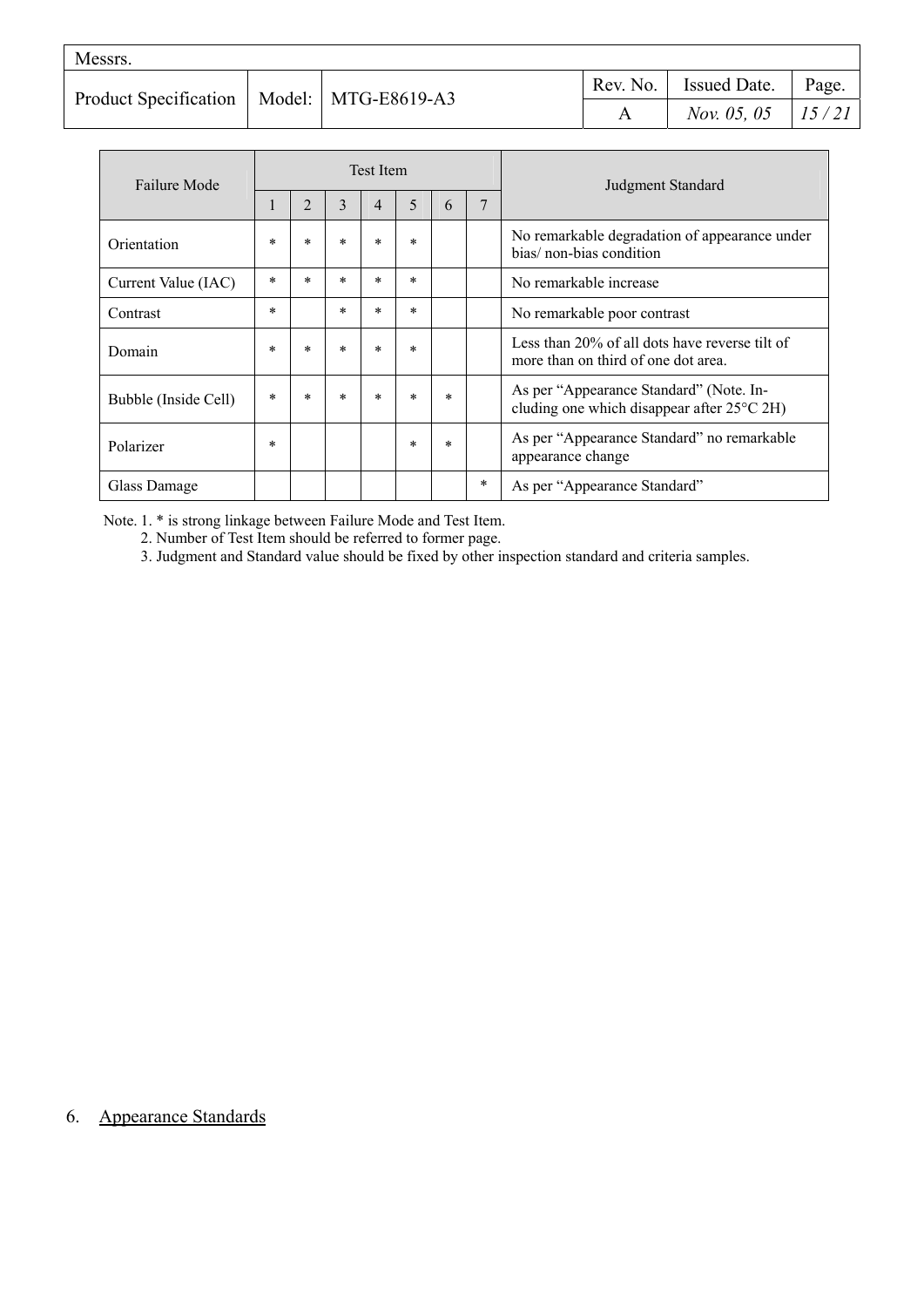| Failure Mode | Test Item | | | | | | | Judgment Standard |
|---|---|---|---|---|---|---|---|---|
| | 1 | 2 | 3 | 4 | 5 | 6 | 7 | |
| Orientation | * | * | * | * | * | | | No remarkable degradation of appearance under bias/ non-bias condition |
| Current Value (IAC) | * | * | * | * | * | | | No remarkable increase |
| Contrast | * | | * | * | * | | | No remarkable poor contrast |
| Domain | * | * | * | * | * | | | Less than 20% of all dots have reverse tilt of more than on third of one dot area. |
| Bubble (Inside Cell) | * | * | * | * | * | * | | As per "Appearance Standard" (Note. Including one which disappear after 25°C 2H) |
| Polarizer | * | | | | * | * | | As per "Appearance Standard" no remarkable appearance change |
| Glass Damage | | | | | | | * | As per "Appearance Standard" |

Note. 1. * is strong linkage between Failure Mode and Test Item.
2. Number of Test Item should be referred to former page.
3. Judgment and Standard value should be fixed by other inspection standard and criteria samples.

## 6. Appearance Standards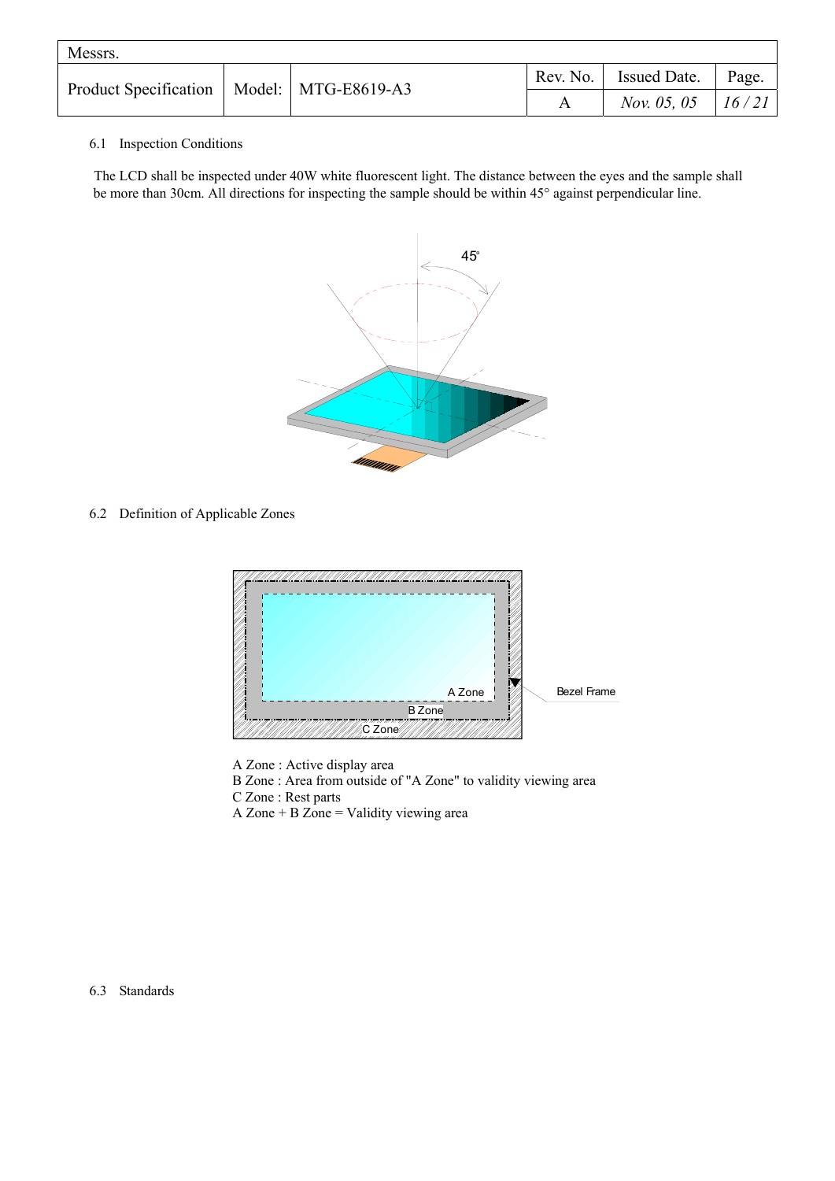## 6.1 Inspection Conditions

The LCD shall be inspected under 40W white fluorescent light. The distance between the eyes and the sample shall be more than 30cm. All directions for inspecting the sample should be within 45° against perpendicular line.

## 6.2 Definition of Applicable Zones

A Zone : Active display area
B Zone : Area from outside of "A Zone" to validity viewing area
C Zone : Rest parts
A Zone + B Zone = Validity viewing area

## 6.3 Standards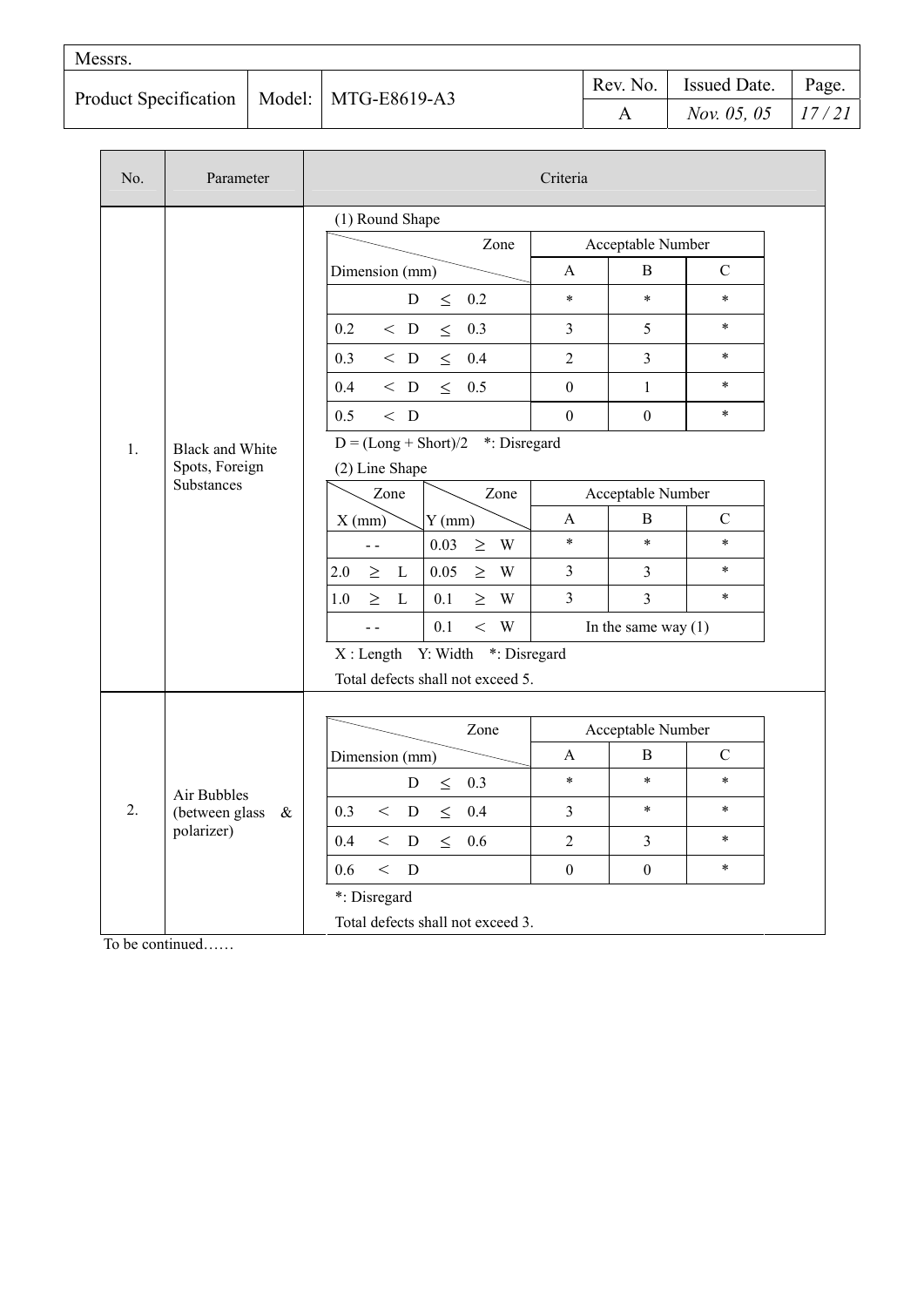| No. | Parameter | Criteria |
|---|---|---|
| 1. | Black and White Spots, Foreign Substances | (1) Round Shape (see table 1-1); D = (Long + Short)/2 *: Disregard; (2) Line Shape (see table 1-2); X : Length Y: Width *: Disregard; Total defects shall not exceed 5. |
| 2. | Air Bubbles (between glass & polarizer) | (see table 2); *: Disregard; Total defects shall not exceed 3. |

**(1) Round Shape**

| Zone / Dimension (mm) | Acceptable Number A | B | C |
|---|---|---|---|
| D ≤ 0.2 | * | * | * |
| 0.2 < D ≤ 0.3 | 3 | 5 | * |
| 0.3 < D ≤ 0.4 | 2 | 3 | * |
| 0.4 < D ≤ 0.5 | 0 | 1 | * |
| 0.5 < D | 0 | 0 | * |

D = (Long + Short)/2 *: Disregard

**(2) Line Shape**

| X (mm) | Y (mm) | Acceptable Number A | B | C |
|---|---|---|---|---|
| - - | 0.03 ≥ W | * | * | * |
| 2.0 ≥ L | 0.05 ≥ W | 3 | 3 | * |
| 1.0 ≥ L | 0.1 ≥ W | 3 | 3 | * |
| - - | 0.1 < W | In the same way (1) | | |

X : Length Y: Width *: Disregard

Total defects shall not exceed 5.

**2. Air Bubbles (between glass & polarizer)**

| Zone / Dimension (mm) | Acceptable Number A | B | C |
|---|---|---|---|
| D ≤ 0.3 | * | * | * |
| 0.3 < D ≤ 0.4 | 3 | * | * |
| 0.4 < D ≤ 0.6 | 2 | 3 | * |
| 0.6 < D | 0 | 0 | * |

*: Disregard

Total defects shall not exceed 3.

To be continued……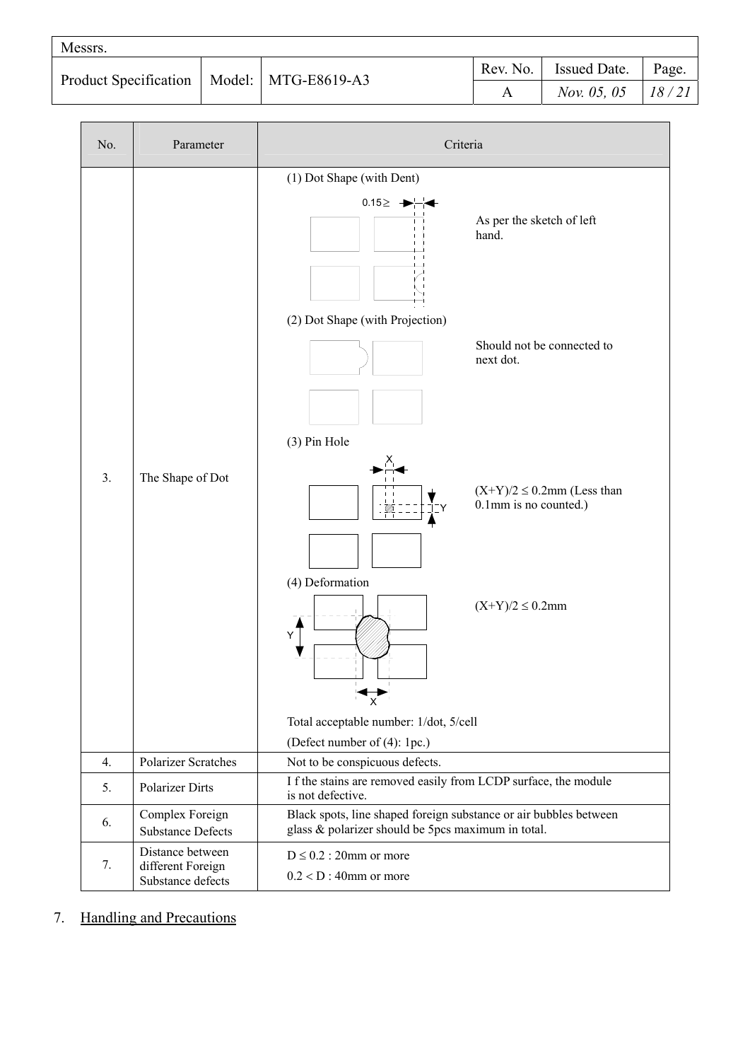| No. | Parameter | Criteria |
|---|---|---|
| 3. | The Shape of Dot | (1) Dot Shape (with Dent)<br>0.15≥<br>As per the sketch of left hand.<br><br>(2) Dot Shape (with Projection)<br>Should not be connected to next dot.<br><br>(3) Pin Hole<br>$(X+Y)/2 \leq 0.2$mm (Less than 0.1mm is no counted.)<br><br>(4) Deformation<br>$(X+Y)/2 \leq 0.2$mm<br><br>Total acceptable number: 1/dot, 5/cell<br>(Defect number of (4): 1pc.) |
| 4. | Polarizer Scratches | Not to be conspicuous defects. |
| 5. | Polarizer Dirts | I f the stains are removed easily from LCDP surface, the module is not defective. |
| 6. | Complex Foreign Substance Defects | Black spots, line shaped foreign substance or air bubbles between glass & polarizer should be 5pcs maximum in total. |
| 7. | Distance between different Foreign Substance defects | $D \leq 0.2$ : 20mm or more<br>$0.2 < D$ : 40mm or more |

## 7. Handling and Precautions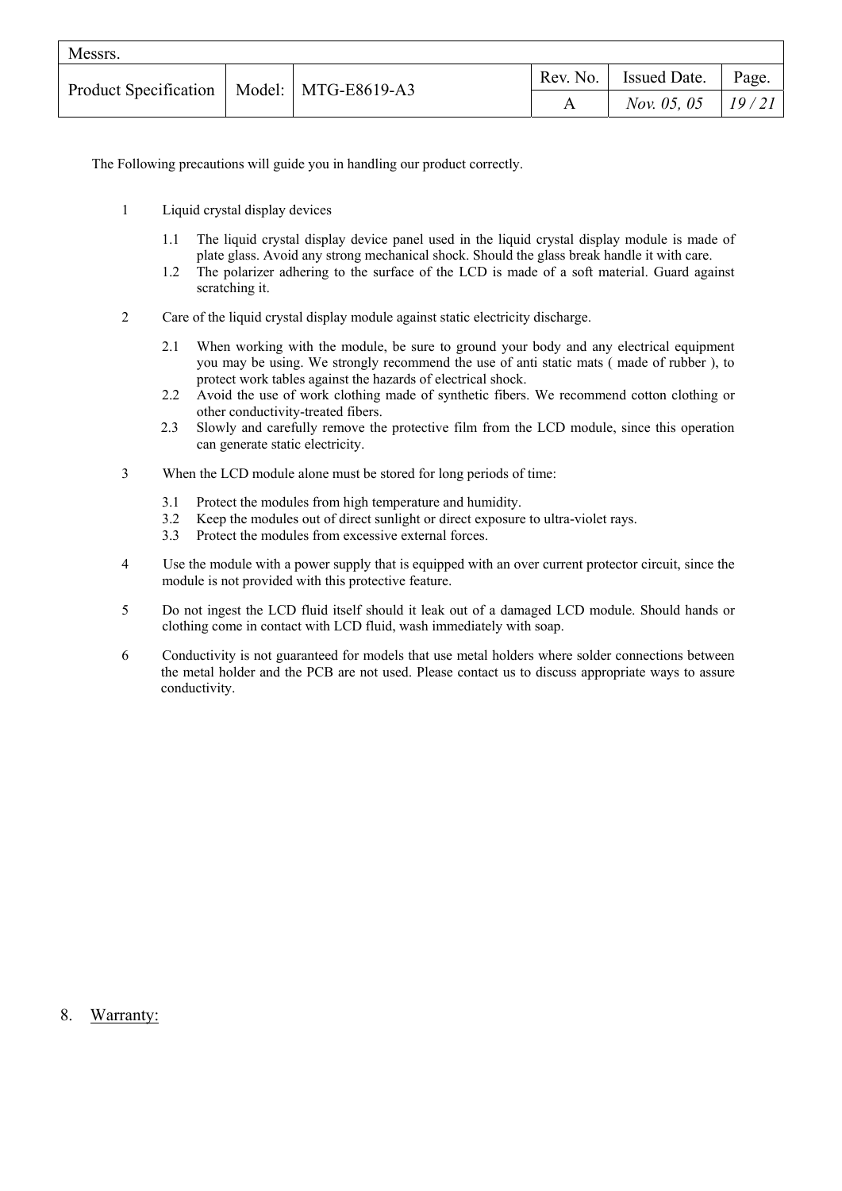The Following precautions will guide you in handling our product correctly.

1. Liquid crystal display devices

   1.1 The liquid crystal display device panel used in the liquid crystal display module is made of plate glass. Avoid any strong mechanical shock. Should the glass break handle it with care.

   1.2 The polarizer adhering to the surface of the LCD is made of a soft material. Guard against scratching it.

2. Care of the liquid crystal display module against static electricity discharge.

   2.1 When working with the module, be sure to ground your body and any electrical equipment you may be using. We strongly recommend the use of anti static mats ( made of rubber ), to protect work tables against the hazards of electrical shock.

   2.2 Avoid the use of work clothing made of synthetic fibers. We recommend cotton clothing or other conductivity-treated fibers.

   2.3 Slowly and carefully remove the protective film from the LCD module, since this operation can generate static electricity.

3. When the LCD module alone must be stored for long periods of time:

   3.1 Protect the modules from high temperature and humidity.

   3.2 Keep the modules out of direct sunlight or direct exposure to ultra-violet rays.

   3.3 Protect the modules from excessive external forces.

4. Use the module with a power supply that is equipped with an over current protector circuit, since the module is not provided with this protective feature.

5. Do not ingest the LCD fluid itself should it leak out of a damaged LCD module. Should hands or clothing come in contact with LCD fluid, wash immediately with soap.

6. Conductivity is not guaranteed for models that use metal holders where solder connections between the metal holder and the PCB are not used. Please contact us to discuss appropriate ways to assure conductivity.

## 8. Warranty: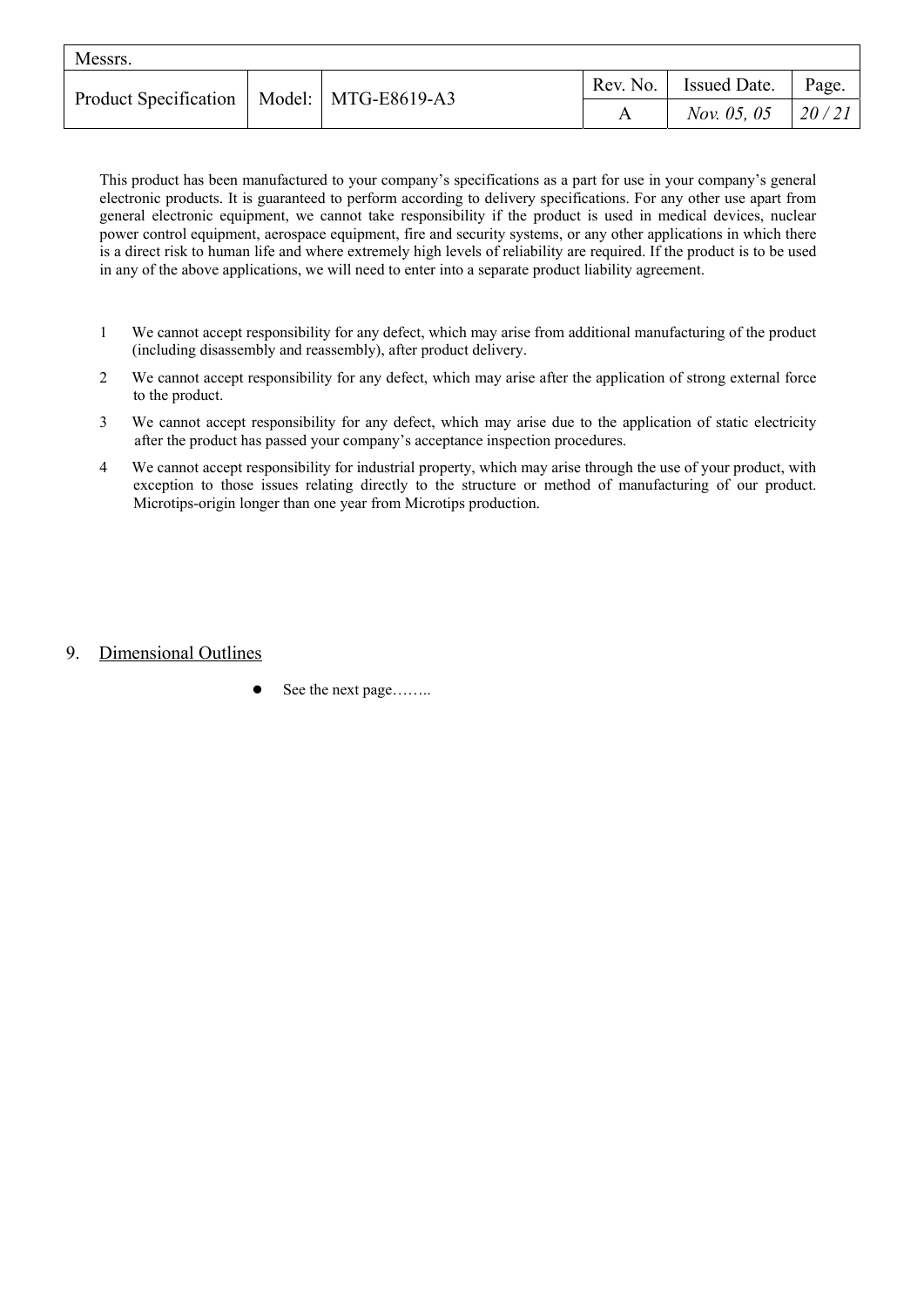This product has been manufactured to your company's specifications as a part for use in your company's general electronic products. It is guaranteed to perform according to delivery specifications. For any other use apart from general electronic equipment, we cannot take responsibility if the product is used in medical devices, nuclear power control equipment, aerospace equipment, fire and security systems, or any other applications in which there is a direct risk to human life and where extremely high levels of reliability are required. If the product is to be used in any of the above applications, we will need to enter into a separate product liability agreement.

1. We cannot accept responsibility for any defect, which may arise from additional manufacturing of the product (including disassembly and reassembly), after product delivery.
2. We cannot accept responsibility for any defect, which may arise after the application of strong external force to the product.
3. We cannot accept responsibility for any defect, which may arise due to the application of static electricity after the product has passed your company's acceptance inspection procedures.
4. We cannot accept responsibility for industrial property, which may arise through the use of your product, with exception to those issues relating directly to the structure or method of manufacturing of our product. Microtips-origin longer than one year from Microtips production.

## 9. Dimensional Outlines

- See the next page……..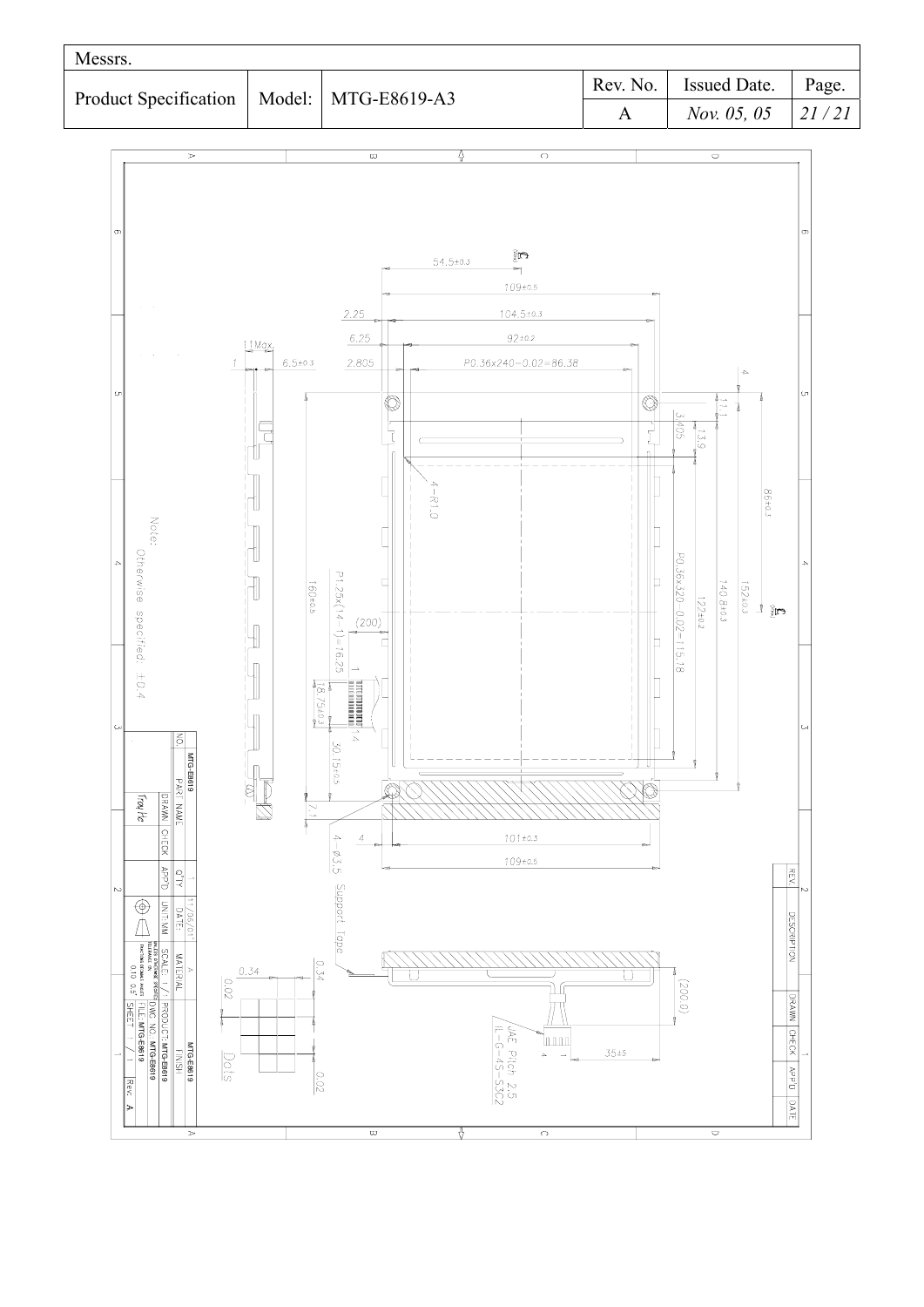| Messrs. | | | | |
|---|---|---|---|---|
| Product Specification | Model: MTG-E8619-A3 | Rev. No. | Issued Date. | Page. |
| | | A | *Nov. 05, 05* | *21 / 21* |

54.5±0.3

109±0.5

2.25

104.5±0.3

6.25

92±0.2

1.1Max

1

6.5±0.3

2.805

P0.36x240-0.02=86.38

4

11.1

3.405

13.9

86±0.1

4-R1.0

P0.36x320-0.02=115.18

140.8±0.3

152±0.3

122±0.2

160±0.5

P1.25x(14-1)=16.25

(200)

18.75±0.3

1

14

30.15±0.5

7.1

4

101±0.3

109±0.5

4-Ø3.5 Support Tape

(200.0)

0.34

0.34

0.02

0.02

Dots

JAE Pitch 2.5

IL-G-4S-S3C2

35±5

4

1

Note:

Otherwise specified: ±0.4

| NO. | PART NAME | Q'TY | MATERIAL | FINISH |
|---|---|---|---|---|
| | MTG-E8619 | 1 | | MTG-E8619 |

| DRAWN | CHECK | APP'D | DATE: 11/06/01 | UNIT: MM | SCALE: 1/1 | PRODUCT: MTG-E8619 |
|---|---|---|---|---|---|---|

DWG. NO.: MTG-E8619

FILE: MTG-E8619

SHEET 1 / 1

Rev: A

| REV | DESCRIPTION | DRAWN | CHECK | APP'D | DATE |
|---|---|---|---|---|---|